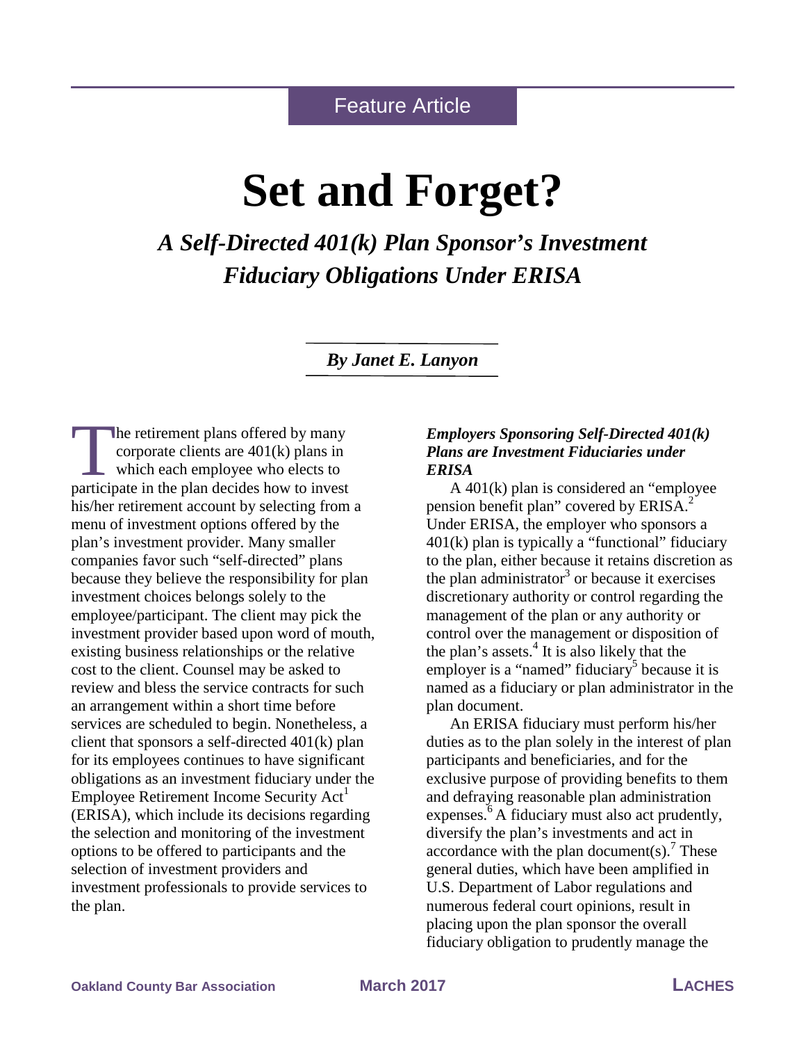Feature Article

# Set and Forget?

## *A Self-Directed 401(k) Plan Sponsor's Investment Fiduciary Obligations Under ERISA*

***By Janet E. Lanyon***

The retirement plans offered by many corporate clients are 401(k) plans in which each employee who elects to participate in the plan decides how to invest his/her retirement account by selecting from a menu of investment options offered by the plan's investment provider. Many smaller companies favor such "self-directed" plans because they believe the responsibility for plan investment choices belongs solely to the employee/participant. The client may pick the investment provider based upon word of mouth, existing business relationships or the relative cost to the client. Counsel may be asked to review and bless the service contracts for such an arrangement within a short time before services are scheduled to begin. Nonetheless, a client that sponsors a self-directed 401(k) plan for its employees continues to have significant obligations as an investment fiduciary under the Employee Retirement Income Security Act[1] (ERISA), which include its decisions regarding the selection and monitoring of the investment options to be offered to participants and the selection of investment providers and investment professionals to provide services to the plan.

### *Employers Sponsoring Self-Directed 401(k) Plans are Investment Fiduciaries under ERISA*

A 401(k) plan is considered an "employee pension benefit plan" covered by ERISA.[2] Under ERISA, the employer who sponsors a 401(k) plan is typically a "functional" fiduciary to the plan, either because it retains discretion as the plan administrator[3] or because it exercises discretionary authority or control regarding the management of the plan or any authority or control over the management or disposition of the plan's assets.[4] It is also likely that the employer is a "named" fiduciary[5] because it is named as a fiduciary or plan administrator in the plan document.

An ERISA fiduciary must perform his/her duties as to the plan solely in the interest of plan participants and beneficiaries, and for the exclusive purpose of providing benefits to them and defraying reasonable plan administration expenses.[6] A fiduciary must also act prudently, diversify the plan's investments and act in accordance with the plan document(s).[7] These general duties, which have been amplified in U.S. Department of Labor regulations and numerous federal court opinions, result in placing upon the plan sponsor the overall fiduciary obligation to prudently manage the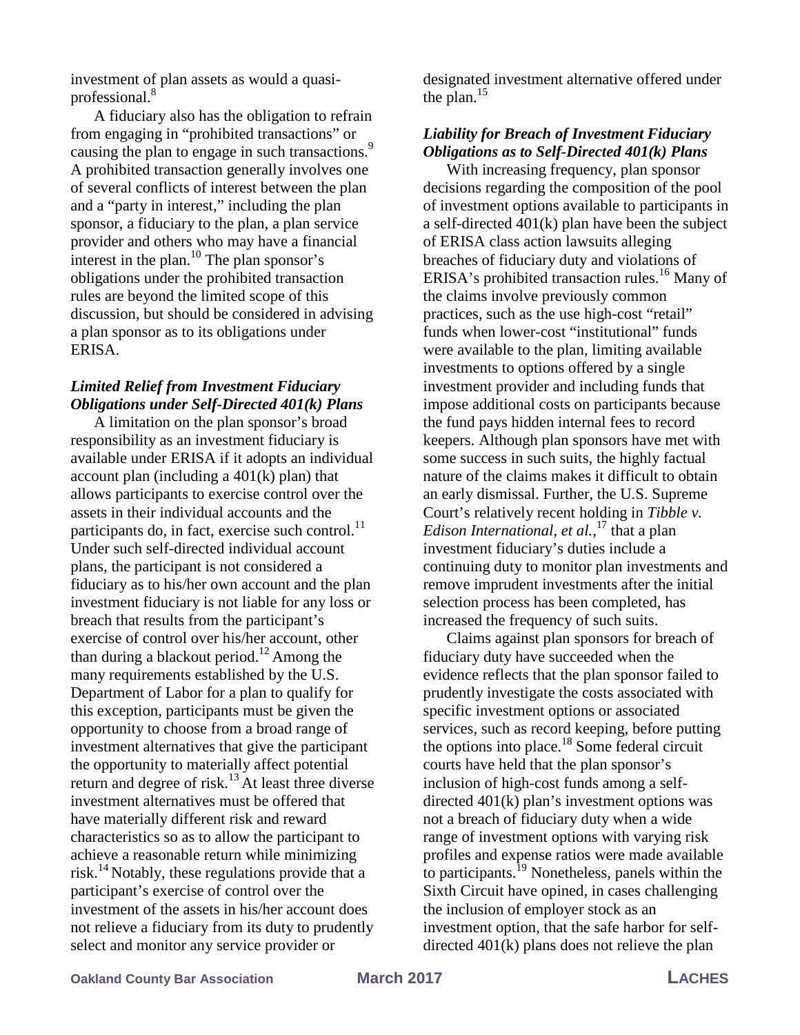investment of plan assets as would a quasi-professional.[8]

A fiduciary also has the obligation to refrain from engaging in "prohibited transactions" or causing the plan to engage in such transactions.[9] A prohibited transaction generally involves one of several conflicts of interest between the plan and a "party in interest," including the plan sponsor, a fiduciary to the plan, a plan service provider and others who may have a financial interest in the plan.[10] The plan sponsor's obligations under the prohibited transaction rules are beyond the limited scope of this discussion, but should be considered in advising a plan sponsor as to its obligations under ERISA.

### *Limited Relief from Investment Fiduciary Obligations under Self-Directed 401(k) Plans*

A limitation on the plan sponsor's broad responsibility as an investment fiduciary is available under ERISA if it adopts an individual account plan (including a 401(k) plan) that allows participants to exercise control over the assets in their individual accounts and the participants do, in fact, exercise such control.[11] Under such self-directed individual account plans, the participant is not considered a fiduciary as to his/her own account and the plan investment fiduciary is not liable for any loss or breach that results from the participant's exercise of control over his/her account, other than during a blackout period.[12] Among the many requirements established by the U.S. Department of Labor for a plan to qualify for this exception, participants must be given the opportunity to choose from a broad range of investment alternatives that give the participant the opportunity to materially affect potential return and degree of risk.[13] At least three diverse investment alternatives must be offered that have materially different risk and reward characteristics so as to allow the participant to achieve a reasonable return while minimizing risk.[14] Notably, these regulations provide that a participant's exercise of control over the investment of the assets in his/her account does not relieve a fiduciary from its duty to prudently select and monitor any service provider or designated investment alternative offered under the plan.[15]

### *Liability for Breach of Investment Fiduciary Obligations as to Self-Directed 401(k) Plans*

With increasing frequency, plan sponsor decisions regarding the composition of the pool of investment options available to participants in a self-directed 401(k) plan have been the subject of ERISA class action lawsuits alleging breaches of fiduciary duty and violations of ERISA's prohibited transaction rules.[16] Many of the claims involve previously common practices, such as the use high-cost "retail" funds when lower-cost "institutional" funds were available to the plan, limiting available investments to options offered by a single investment provider and including funds that impose additional costs on participants because the fund pays hidden internal fees to record keepers. Although plan sponsors have met with some success in such suits, the highly factual nature of the claims makes it difficult to obtain an early dismissal. Further, the U.S. Supreme Court's relatively recent holding in *Tibble v. Edison International, et al.*,[17] that a plan investment fiduciary's duties include a continuing duty to monitor plan investments and remove imprudent investments after the initial selection process has been completed, has increased the frequency of such suits.

Claims against plan sponsors for breach of fiduciary duty have succeeded when the evidence reflects that the plan sponsor failed to prudently investigate the costs associated with specific investment options or associated services, such as record keeping, before putting the options into place.[18] Some federal circuit courts have held that the plan sponsor's inclusion of high-cost funds among a self-directed 401(k) plan's investment options was not a breach of fiduciary duty when a wide range of investment options with varying risk profiles and expense ratios were made available to participants.[19] Nonetheless, panels within the Sixth Circuit have opined, in cases challenging the inclusion of employer stock as an investment option, that the safe harbor for self-directed 401(k) plans does not relieve the plan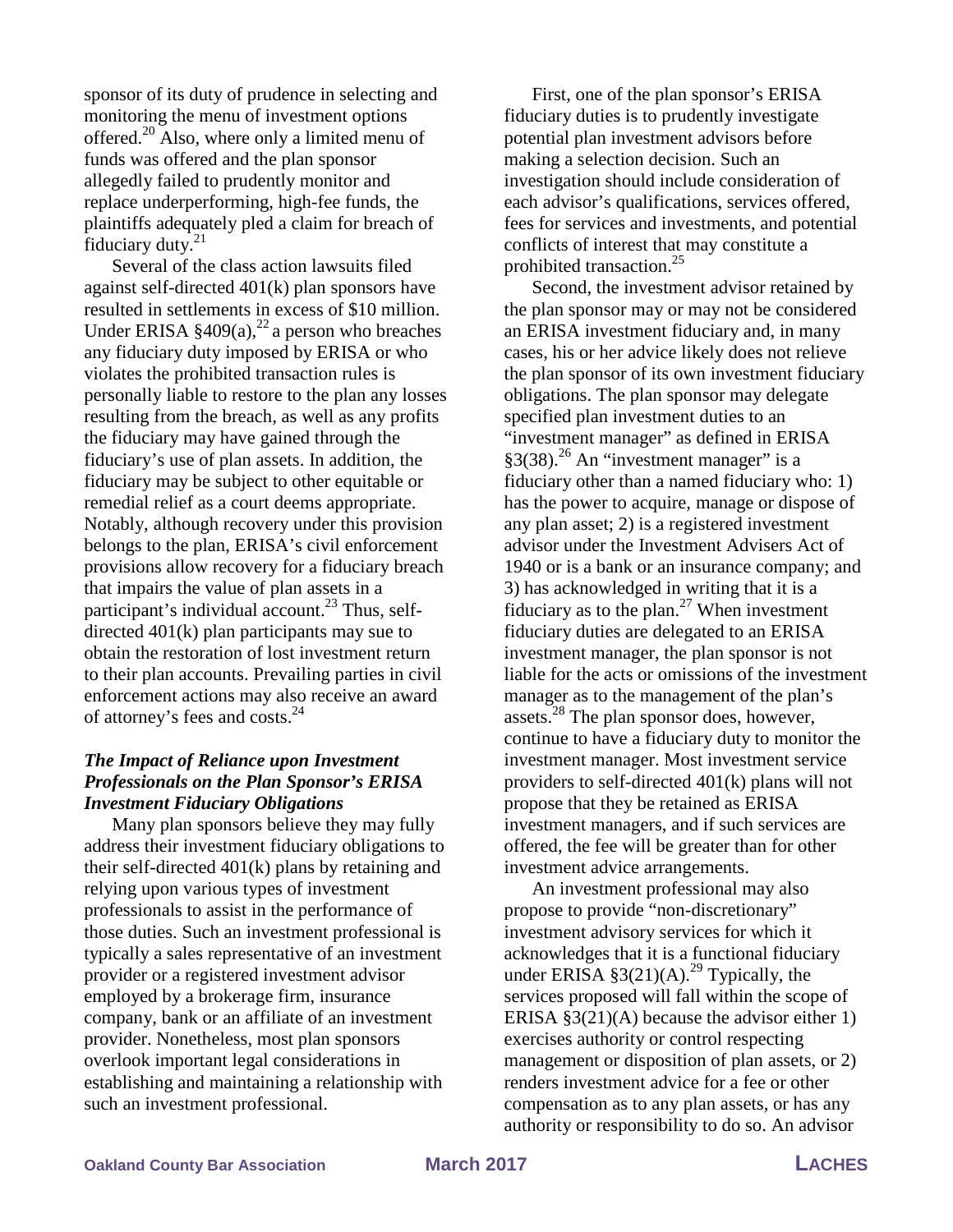sponsor of its duty of prudence in selecting and monitoring the menu of investment options offered.[20] Also, where only a limited menu of funds was offered and the plan sponsor allegedly failed to prudently monitor and replace underperforming, high-fee funds, the plaintiffs adequately pled a claim for breach of fiduciary duty.[21]

Several of the class action lawsuits filed against self-directed 401(k) plan sponsors have resulted in settlements in excess of $10 million. Under ERISA §409(a),[22] a person who breaches any fiduciary duty imposed by ERISA or who violates the prohibited transaction rules is personally liable to restore to the plan any losses resulting from the breach, as well as any profits the fiduciary may have gained through the fiduciary's use of plan assets. In addition, the fiduciary may be subject to other equitable or remedial relief as a court deems appropriate. Notably, although recovery under this provision belongs to the plan, ERISA's civil enforcement provisions allow recovery for a fiduciary breach that impairs the value of plan assets in a participant's individual account.[23] Thus, self-directed 401(k) plan participants may sue to obtain the restoration of lost investment return to their plan accounts. Prevailing parties in civil enforcement actions may also receive an award of attorney's fees and costs.[24]

### *The Impact of Reliance upon Investment Professionals on the Plan Sponsor's ERISA Investment Fiduciary Obligations*

Many plan sponsors believe they may fully address their investment fiduciary obligations to their self-directed 401(k) plans by retaining and relying upon various types of investment professionals to assist in the performance of those duties. Such an investment professional is typically a sales representative of an investment provider or a registered investment advisor employed by a brokerage firm, insurance company, bank or an affiliate of an investment provider. Nonetheless, most plan sponsors overlook important legal considerations in establishing and maintaining a relationship with such an investment professional.

First, one of the plan sponsor's ERISA fiduciary duties is to prudently investigate potential plan investment advisors before making a selection decision. Such an investigation should include consideration of each advisor's qualifications, services offered, fees for services and investments, and potential conflicts of interest that may constitute a prohibited transaction.[25]

Second, the investment advisor retained by the plan sponsor may or may not be considered an ERISA investment fiduciary and, in many cases, his or her advice likely does not relieve the plan sponsor of its own investment fiduciary obligations. The plan sponsor may delegate specified plan investment duties to an "investment manager" as defined in ERISA §3(38).[26] An "investment manager" is a fiduciary other than a named fiduciary who: 1) has the power to acquire, manage or dispose of any plan asset; 2) is a registered investment advisor under the Investment Advisers Act of 1940 or is a bank or an insurance company; and 3) has acknowledged in writing that it is a fiduciary as to the plan.[27] When investment fiduciary duties are delegated to an ERISA investment manager, the plan sponsor is not liable for the acts or omissions of the investment manager as to the management of the plan's assets.[28] The plan sponsor does, however, continue to have a fiduciary duty to monitor the investment manager. Most investment service providers to self-directed 401(k) plans will not propose that they be retained as ERISA investment managers, and if such services are offered, the fee will be greater than for other investment advice arrangements.

An investment professional may also propose to provide "non-discretionary" investment advisory services for which it acknowledges that it is a functional fiduciary under ERISA §3(21)(A).[29] Typically, the services proposed will fall within the scope of ERISA §3(21)(A) because the advisor either 1) exercises authority or control respecting management or disposition of plan assets, or 2) renders investment advice for a fee or other compensation as to any plan assets, or has any authority or responsibility to do so. An advisor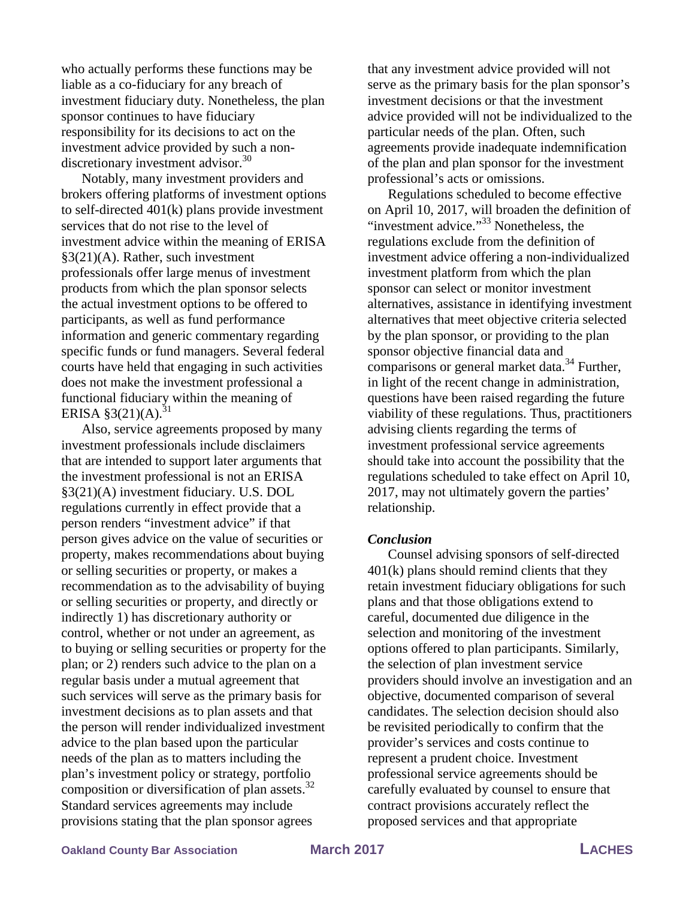who actually performs these functions may be liable as a co-fiduciary for any breach of investment fiduciary duty. Nonetheless, the plan sponsor continues to have fiduciary responsibility for its decisions to act on the investment advice provided by such a non-discretionary investment advisor.[30]

Notably, many investment providers and brokers offering platforms of investment options to self-directed 401(k) plans provide investment services that do not rise to the level of investment advice within the meaning of ERISA §3(21)(A). Rather, such investment professionals offer large menus of investment products from which the plan sponsor selects the actual investment options to be offered to participants, as well as fund performance information and generic commentary regarding specific funds or fund managers. Several federal courts have held that engaging in such activities does not make the investment professional a functional fiduciary within the meaning of ERISA §3(21)(A).[31]

Also, service agreements proposed by many investment professionals include disclaimers that are intended to support later arguments that the investment professional is not an ERISA §3(21)(A) investment fiduciary. U.S. DOL regulations currently in effect provide that a person renders "investment advice" if that person gives advice on the value of securities or property, makes recommendations about buying or selling securities or property, or makes a recommendation as to the advisability of buying or selling securities or property, and directly or indirectly 1) has discretionary authority or control, whether or not under an agreement, as to buying or selling securities or property for the plan; or 2) renders such advice to the plan on a regular basis under a mutual agreement that such services will serve as the primary basis for investment decisions as to plan assets and that the person will render individualized investment advice to the plan based upon the particular needs of the plan as to matters including the plan's investment policy or strategy, portfolio composition or diversification of plan assets.[32] Standard services agreements may include provisions stating that the plan sponsor agrees that any investment advice provided will not serve as the primary basis for the plan sponsor's investment decisions or that the investment advice provided will not be individualized to the particular needs of the plan. Often, such agreements provide inadequate indemnification of the plan and plan sponsor for the investment professional's acts or omissions.

Regulations scheduled to become effective on April 10, 2017, will broaden the definition of "investment advice."[33] Nonetheless, the regulations exclude from the definition of investment advice offering a non-individualized investment platform from which the plan sponsor can select or monitor investment alternatives, assistance in identifying investment alternatives that meet objective criteria selected by the plan sponsor, or providing to the plan sponsor objective financial data and comparisons or general market data.[34] Further, in light of the recent change in administration, questions have been raised regarding the future viability of these regulations. Thus, practitioners advising clients regarding the terms of investment professional service agreements should take into account the possibility that the regulations scheduled to take effect on April 10, 2017, may not ultimately govern the parties' relationship.

***Conclusion***

Counsel advising sponsors of self-directed 401(k) plans should remind clients that they retain investment fiduciary obligations for such plans and that those obligations extend to careful, documented due diligence in the selection and monitoring of the investment options offered to plan participants. Similarly, the selection of plan investment service providers should involve an investigation and an objective, documented comparison of several candidates. The selection decision should also be revisited periodically to confirm that the provider's services and costs continue to represent a prudent choice. Investment professional service agreements should be carefully evaluated by counsel to ensure that contract provisions accurately reflect the proposed services and that appropriate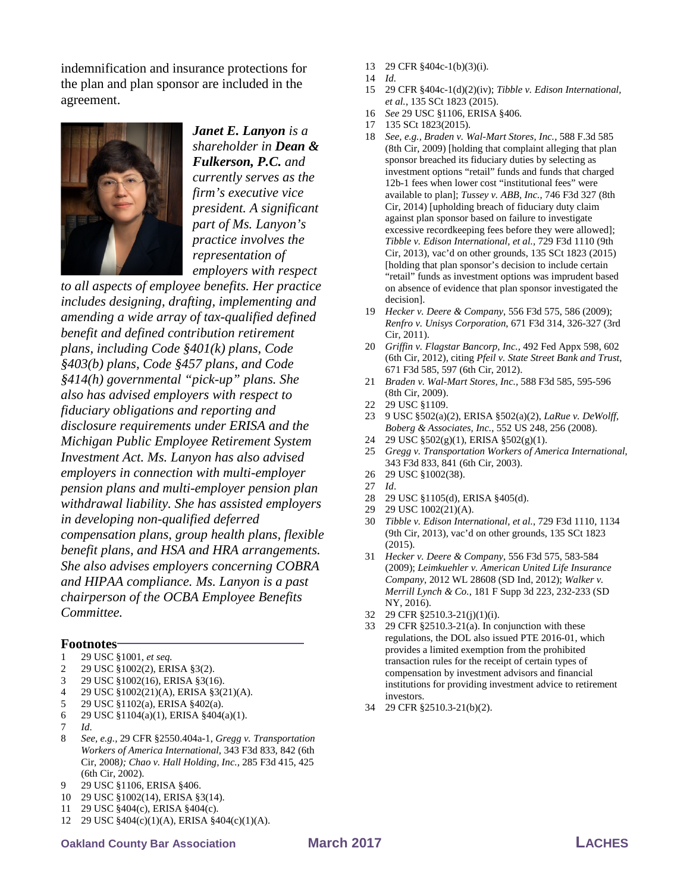indemnification and insurance protections for the plan and plan sponsor are included in the agreement.

***Janet E. Lanyon** is a shareholder in **Dean & Fulkerson, P.C.** and currently serves as the firm's executive vice president. A significant part of Ms. Lanyon's practice involves the representation of employers with respect to all aspects of employee benefits. Her practice includes designing, drafting, implementing and amending a wide array of tax-qualified defined benefit and defined contribution retirement plans, including Code §401(k) plans, Code §403(b) plans, Code §457 plans, and Code §414(h) governmental "pick-up" plans. She also has advised employers with respect to fiduciary obligations and reporting and disclosure requirements under ERISA and the Michigan Public Employee Retirement System Investment Act. Ms. Lanyon has also advised employers in connection with multi-employer pension plans and multi-employer pension plan withdrawal liability. She has assisted employers in developing non-qualified deferred compensation plans, group health plans, flexible benefit plans, and HSA and HRA arrangements. She also advises employers concerning COBRA and HIPAA compliance. Ms. Lanyon is a past chairperson of the OCBA Employee Benefits Committee.*

## Footnotes

1. 29 USC §1001, *et seq.*
2. 29 USC §1002(2), ERISA §3(2).
3. 29 USC §1002(16), ERISA §3(16).
4. 29 USC §1002(21)(A), ERISA §3(21)(A).
5. 29 USC §1102(a), ERISA §402(a).
6. 29 USC §1104(a)(1), ERISA §404(a)(1).
7. *Id*.
8. *See, e.g.*, 29 CFR §2550.404a-1, *Gregg v. Transportation Workers of America International*, 343 F3d 833, 842 (6th Cir, 2008); *Chao v. Hall Holding, Inc.*, 285 F3d 415, 425 (6th Cir, 2002).
9. 29 USC §1106, ERISA §406.
10. 29 USC §1002(14), ERISA §3(14).
11. 29 USC §404(c), ERISA §404(c).
12. 29 USC §404(c)(1)(A), ERISA §404(c)(1)(A).
13. 29 CFR §404c-1(b)(3)(i).
14. *Id.*
15. 29 CFR §404c-1(d)(2)(iv); *Tibble v. Edison International, et al.*, 135 SCt 1823 (2015).
16. *See* 29 USC §1106, ERISA §406.
17. 135 SCt 1823(2015).
18. *See, e.g., Braden v. Wal-Mart Stores, Inc.*, 588 F.3d 585 (8th Cir, 2009) [holding that complaint alleging that plan sponsor breached its fiduciary duties by selecting as investment options "retail" funds and funds that charged 12b-1 fees when lower cost "institutional fees" were available to plan]; *Tussey v. ABB, Inc.*, 746 F3d 327 (8th Cir, 2014) [upholding breach of fiduciary duty claim against plan sponsor based on failure to investigate excessive recordkeeping fees before they were allowed]; *Tibble v. Edison International, et al.*, 729 F3d 1110 (9th Cir, 2013), vac'd on other grounds, 135 SCt 1823 (2015) [holding that plan sponsor's decision to include certain "retail" funds as investment options was imprudent based on absence of evidence that plan sponsor investigated the decision].
19. *Hecker v. Deere & Company*, 556 F3d 575, 586 (2009); *Renfro v. Unisys Corporation*, 671 F3d 314, 326-327 (3rd Cir, 2011).
20. *Griffin v. Flagstar Bancorp, Inc.*, 492 Fed Appx 598, 602 (6th Cir, 2012), citing *Pfeil v. State Street Bank and Trust*, 671 F3d 585, 597 (6th Cir, 2012).
21. *Braden v. Wal-Mart Stores, Inc.*, 588 F3d 585, 595-596 (8th Cir, 2009).
22. 29 USC §1109.
23. 9 USC §502(a)(2), ERISA §502(a)(2), *LaRue v. DeWolff, Boberg & Associates, Inc.*, 552 US 248, 256 (2008).
24. 29 USC §502(g)(1), ERISA §502(g)(1).
25. *Gregg v. Transportation Workers of America International*, 343 F3d 833, 841 (6th Cir, 2003).
26. 29 USC §1002(38).
27. *Id*.
28. 29 USC §1105(d), ERISA §405(d).
29. 29 USC 1002(21)(A).
30. *Tibble v. Edison International, et al.*, 729 F3d 1110, 1134 (9th Cir, 2013), vac'd on other grounds, 135 SCt 1823 (2015).
31. *Hecker v. Deere & Company*, 556 F3d 575, 583-584 (2009); *Leimkuehler v. American United Life Insurance Company*, 2012 WL 28608 (SD Ind, 2012); *Walker v. Merrill Lynch & Co.*, 181 F Supp 3d 223, 232-233 (SD NY, 2016).
32. 29 CFR §2510.3-21(j)(1)(i).
33. 29 CFR §2510.3-21(a). In conjunction with these regulations, the DOL also issued PTE 2016-01, which provides a limited exemption from the prohibited transaction rules for the receipt of certain types of compensation by investment advisors and financial institutions for providing investment advice to retirement investors.
34. 29 CFR §2510.3-21(b)(2).